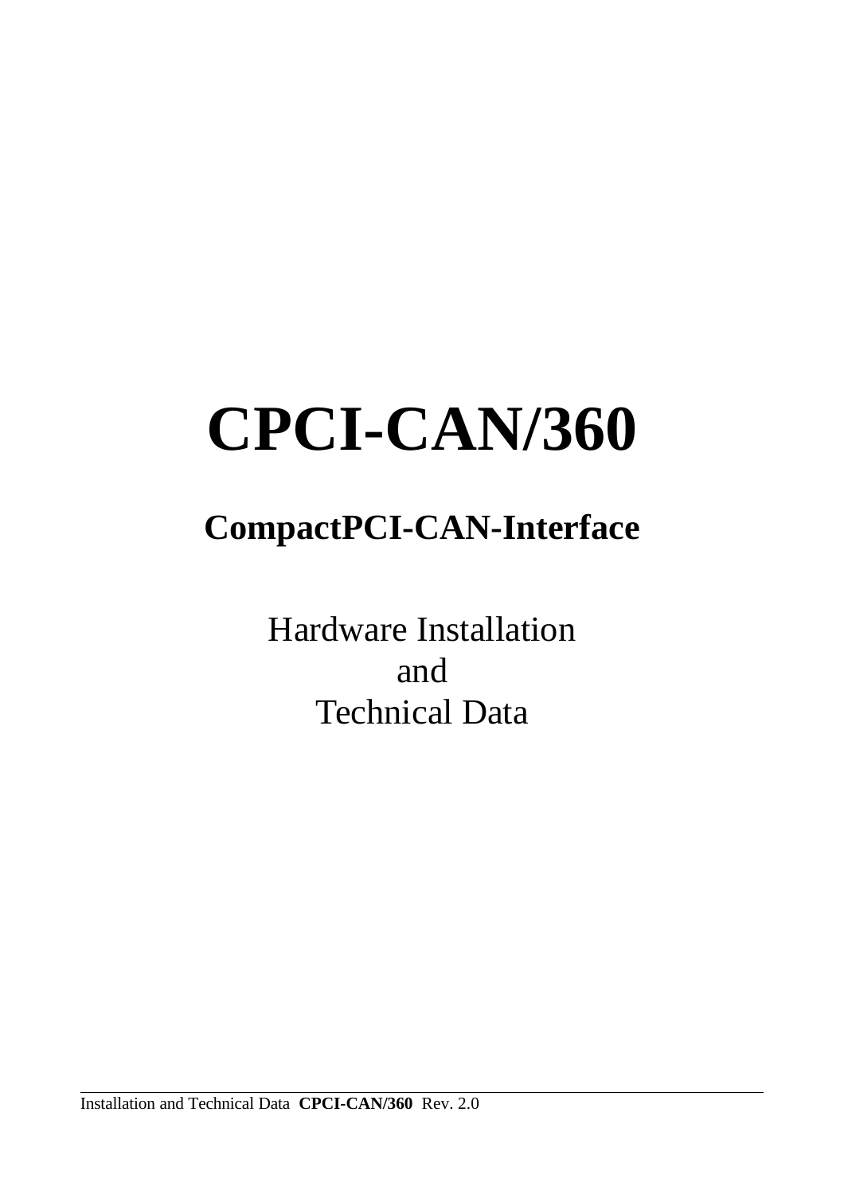# CPCI-CAN/360

## CompactPCI-CAN-Interface

Hardware Installation
and
Technical Data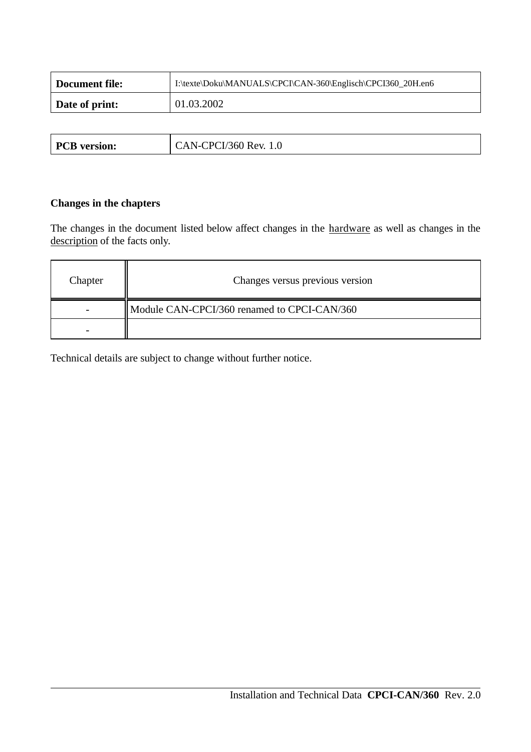| **Document file:** | I:\texte\Doku\MANUALS\CPCI\CAN-360\Englisch\CPCI360_20H.en6 |
|---|---|
| **Date of print:** | 01.03.2002 |

| **PCB version:** | CAN-CPCI/360 Rev. 1.0 |
|---|---|

**Changes in the chapters**

The changes in the document listed below affect changes in the hardware as well as changes in the description of the facts only.

| Chapter | Changes versus previous version |
|---|---|
| - | Module CAN-CPCI/360 renamed to CPCI-CAN/360 |
| - | |

Technical details are subject to change without further notice.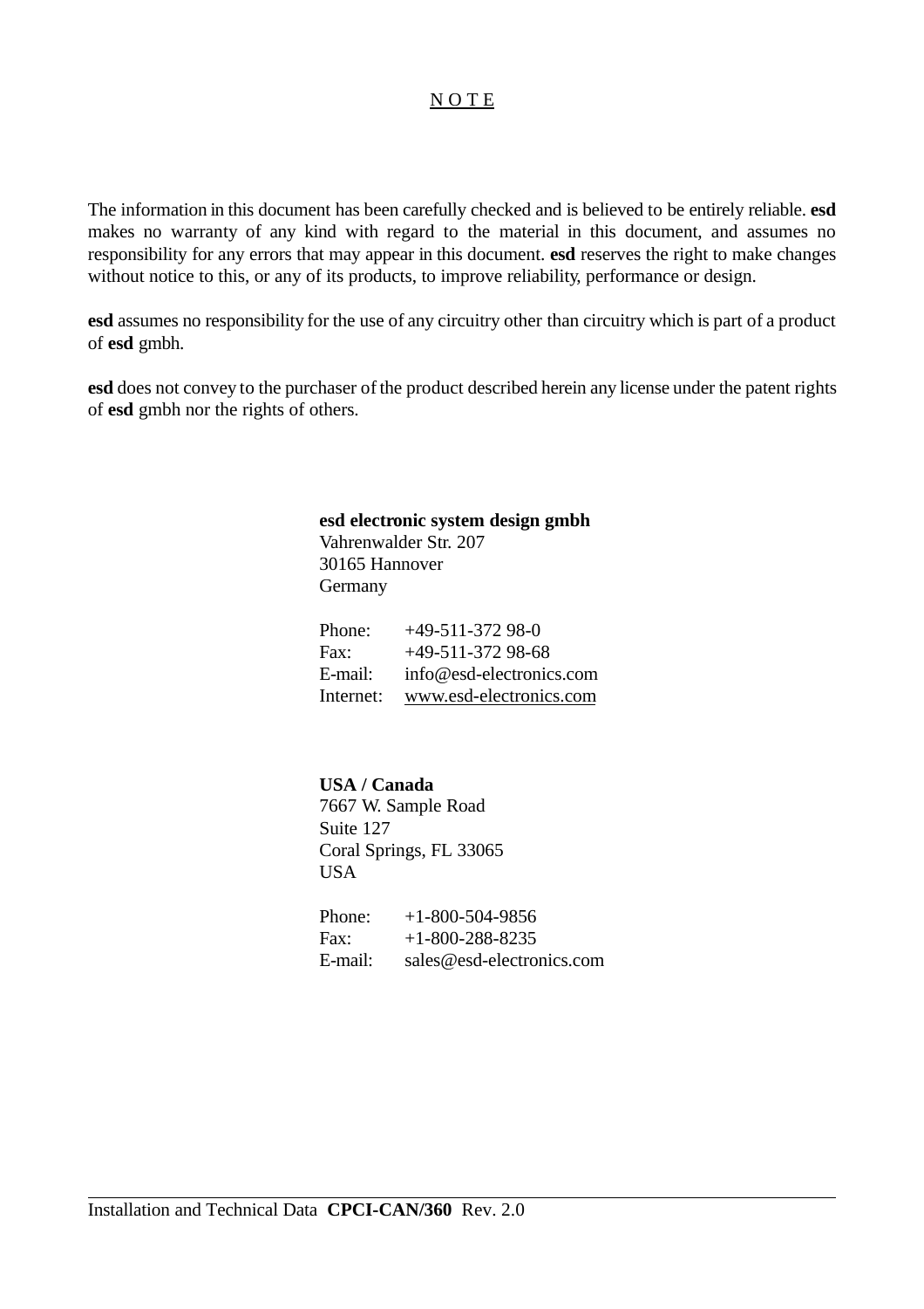# N O T E

The information in this document has been carefully checked and is believed to be entirely reliable. **esd** makes no warranty of any kind with regard to the material in this document, and assumes no responsibility for any errors that may appear in this document. **esd** reserves the right to make changes without notice to this, or any of its products, to improve reliability, performance or design.

**esd** assumes no responsibility for the use of any circuitry other than circuitry which is part of a product of **esd** gmbh.

**esd** does not convey to the purchaser of the product described herein any license under the patent rights of **esd** gmbh nor the rights of others.

**esd electronic system design gmbh**
Vahrenwalder Str. 207
30165 Hannover
Germany

| | |
|---|---|
| Phone: | +49-511-372 98-0 |
| Fax: | +49-511-372 98-68 |
| E-mail: | info@esd-electronics.com |
| Internet: | www.esd-electronics.com |

**USA / Canada**
7667 W. Sample Road
Suite 127
Coral Springs, FL 33065
USA

| | |
|---|---|
| Phone: | +1-800-504-9856 |
| Fax: | +1-800-288-8235 |
| E-mail: | sales@esd-electronics.com |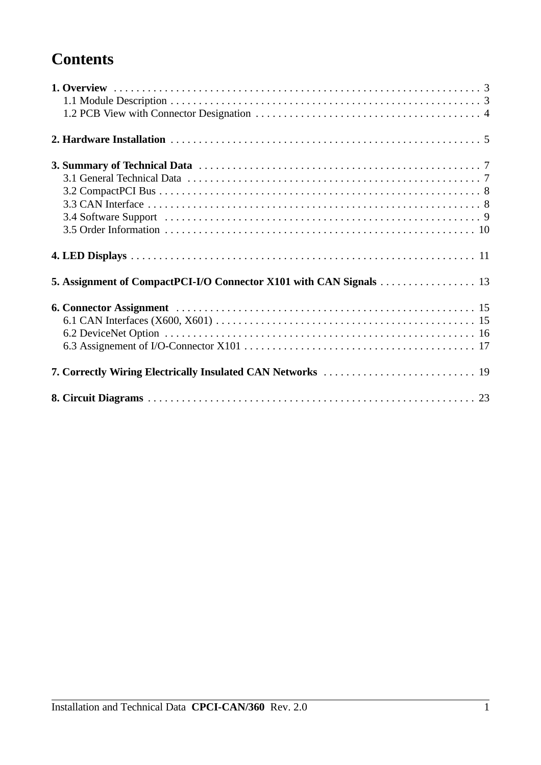# Contents

**1. Overview** . . . . . . . . . . . . . . . . . . . . . . . . . . . . . . . . . . . . . . . . . . . . . . . . . . . . . . . . . . . . . . . 3
1.1 Module Description . . . . . . . . . . . . . . . . . . . . . . . . . . . . . . . . . . . . . . . . . . . . . . . . . . . . . . . 3
1.2 PCB View with Connector Designation . . . . . . . . . . . . . . . . . . . . . . . . . . . . . . . . . . . . . . . 4

**2. Hardware Installation** . . . . . . . . . . . . . . . . . . . . . . . . . . . . . . . . . . . . . . . . . . . . . . . . . . . . . 5

**3. Summary of Technical Data** . . . . . . . . . . . . . . . . . . . . . . . . . . . . . . . . . . . . . . . . . . . . . . . . . 7
3.1 General Technical Data . . . . . . . . . . . . . . . . . . . . . . . . . . . . . . . . . . . . . . . . . . . . . . . . . . . 7
3.2 CompactPCI Bus . . . . . . . . . . . . . . . . . . . . . . . . . . . . . . . . . . . . . . . . . . . . . . . . . . . . . . . . . 8
3.3 CAN Interface . . . . . . . . . . . . . . . . . . . . . . . . . . . . . . . . . . . . . . . . . . . . . . . . . . . . . . . . . . . 8
3.4 Software Support . . . . . . . . . . . . . . . . . . . . . . . . . . . . . . . . . . . . . . . . . . . . . . . . . . . . . . . . 9
3.5 Order Information . . . . . . . . . . . . . . . . . . . . . . . . . . . . . . . . . . . . . . . . . . . . . . . . . . . . . . . 10

**4. LED Displays** . . . . . . . . . . . . . . . . . . . . . . . . . . . . . . . . . . . . . . . . . . . . . . . . . . . . . . . . . . . . 11

**5. Assignment of CompactPCI-I/O Connector X101 with CAN Signals** . . . . . . . . . . . . . . . . . 13

**6. Connector Assignment** . . . . . . . . . . . . . . . . . . . . . . . . . . . . . . . . . . . . . . . . . . . . . . . . . . . . 15
6.1 CAN Interfaces (X600, X601) . . . . . . . . . . . . . . . . . . . . . . . . . . . . . . . . . . . . . . . . . . . . . . 15
6.2 DeviceNet Option . . . . . . . . . . . . . . . . . . . . . . . . . . . . . . . . . . . . . . . . . . . . . . . . . . . . . . . 16
6.3 Assignement of I/O-Connector X101 . . . . . . . . . . . . . . . . . . . . . . . . . . . . . . . . . . . . . . . . 17

**7. Correctly Wiring Electrically Insulated CAN Networks** . . . . . . . . . . . . . . . . . . . . . . . . . . . 19

**8. Circuit Diagrams** . . . . . . . . . . . . . . . . . . . . . . . . . . . . . . . . . . . . . . . . . . . . . . . . . . . . . . . . . 23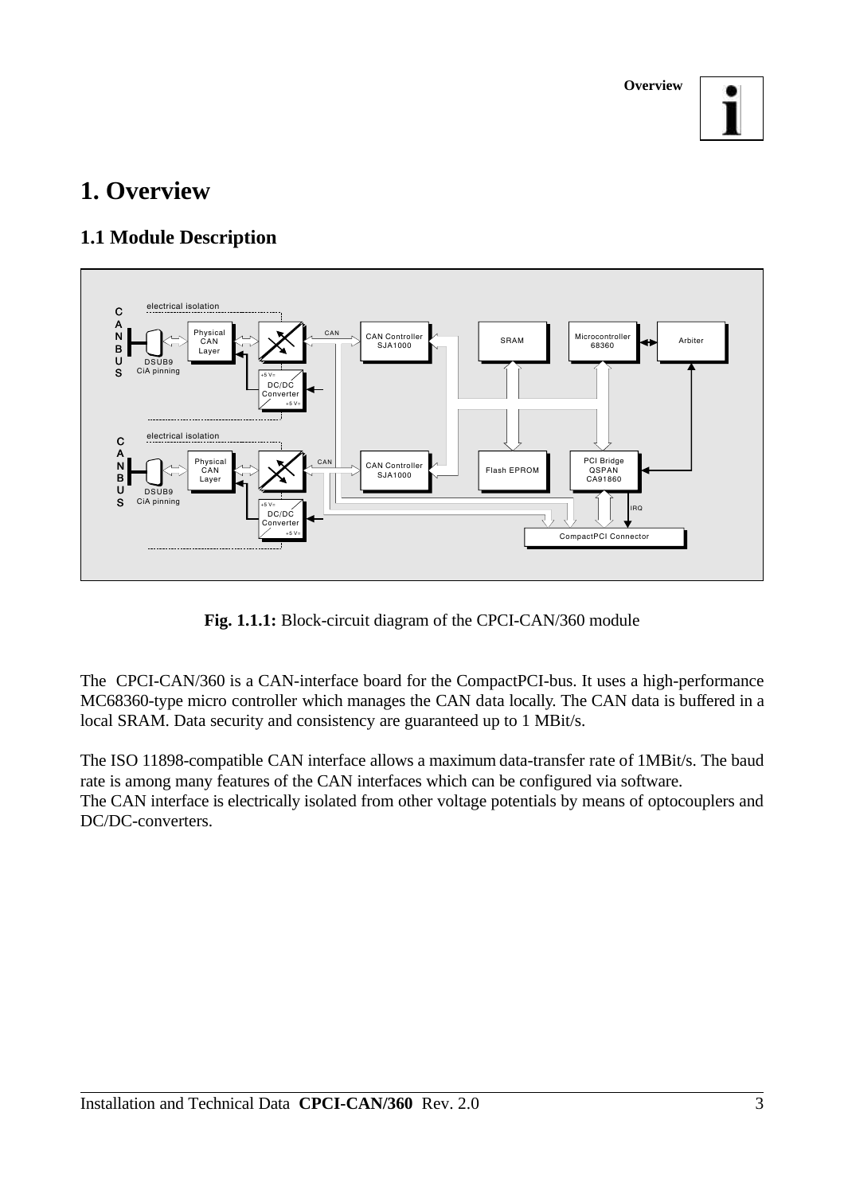# 1. Overview

## 1.1 Module Description

CAN BUS
electrical isolation
Physical CAN Layer
DSUB9 CiA pinning
+5 V= DC/DC Converter +5 V=
CAN
CAN Controller SJA1000
SRAM
Microcontroller 68360
Arbiter
Flash EPROM
PCI Bridge QSPAN CA91860
IRQ
CompactPCI Connector

**Fig. 1.1.1:** Block-circuit diagram of the CPCI-CAN/360 module

The CPCI-CAN/360 is a CAN-interface board for the CompactPCI-bus. It uses a high-performance MC68360-type micro controller which manages the CAN data locally. The CAN data is buffered in a local SRAM. Data security and consistency are guaranteed up to 1 MBit/s.

The ISO 11898-compatible CAN interface allows a maximum data-transfer rate of 1MBit/s. The baud rate is among many features of the CAN interfaces which can be configured via software.
The CAN interface is electrically isolated from other voltage potentials by means of optocouplers and DC/DC-converters.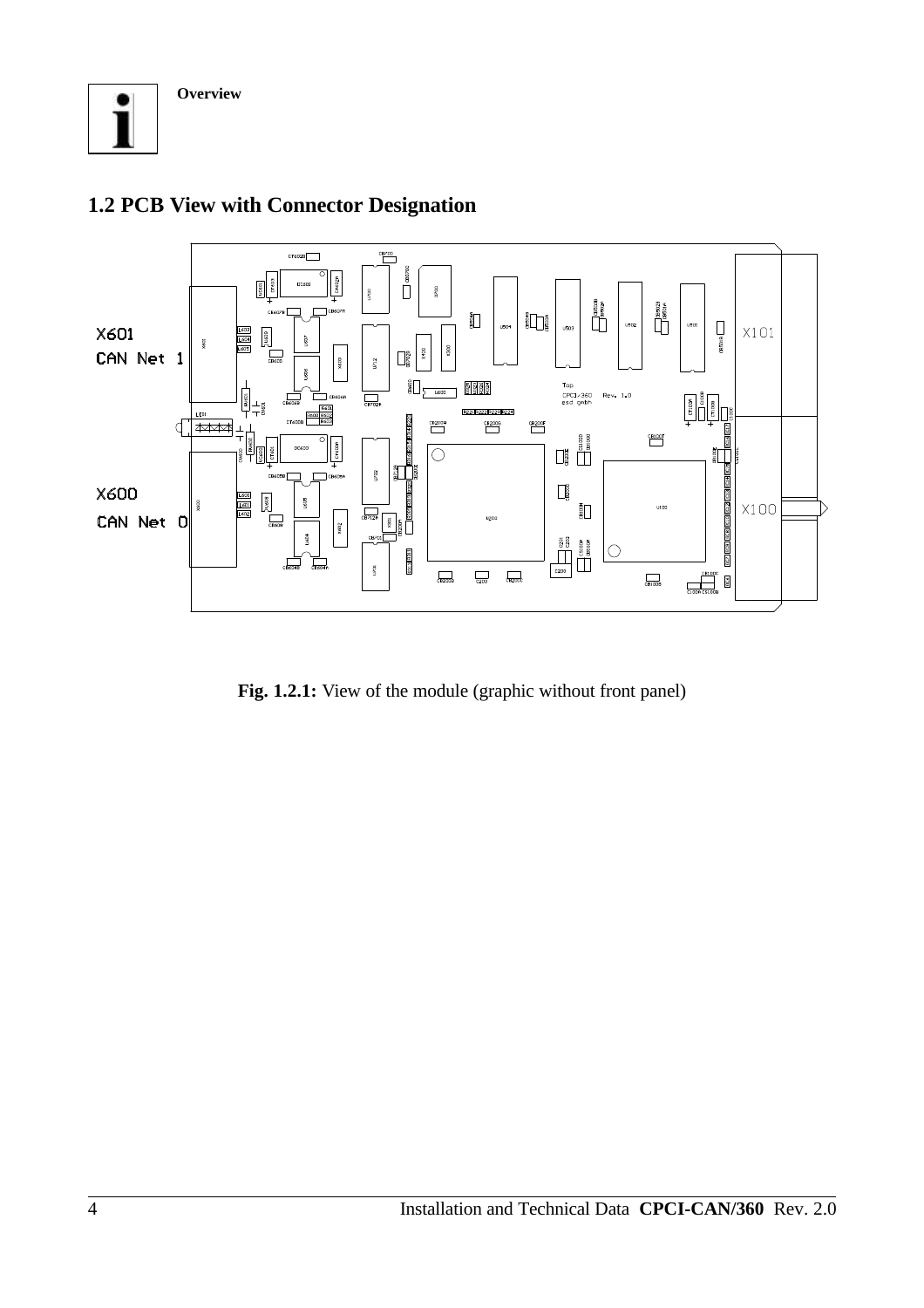## 1.2 PCB View with Connector Designation

X601
CAN Net 1

X600
CAN Net 0

X101

X100

**Fig. 1.2.1:** View of the module (graphic without front panel)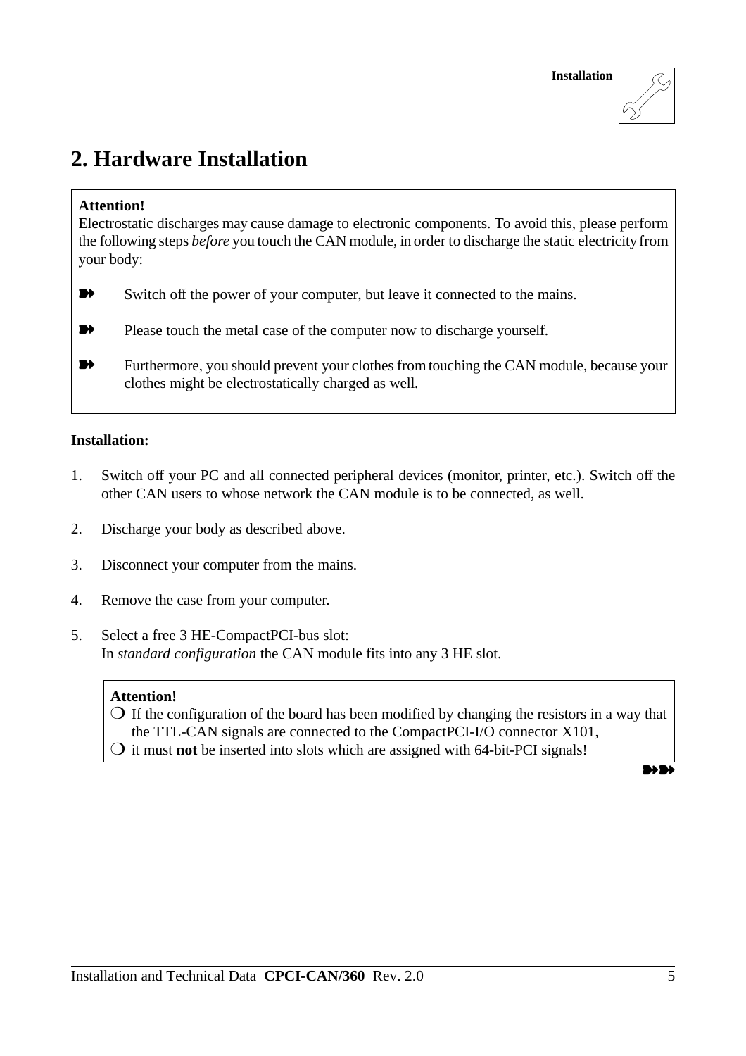# 2. Hardware Installation

**Attention!**
Electrostatic discharges may cause damage to electronic components. To avoid this, please perform the following steps *before* you touch the CAN module, in order to discharge the static electricity from your body:

- Switch off the power of your computer, but leave it connected to the mains.
- Please touch the metal case of the computer now to discharge yourself.
- Furthermore, you should prevent your clothes from touching the CAN module, because your clothes might be electrostatically charged as well.

**Installation:**

1. Switch off your PC and all connected peripheral devices (monitor, printer, etc.). Switch off the other CAN users to whose network the CAN module is to be connected, as well.
2. Discharge your body as described above.
3. Disconnect your computer from the mains.
4. Remove the case from your computer.
5. Select a free 3 HE-CompactPCI-bus slot:
   In *standard configuration* the CAN module fits into any 3 HE slot.

   **Attention!**
   - If the configuration of the board has been modified by changing the resistors in a way that the TTL-CAN signals are connected to the CompactPCI-I/O connector X101,
   - it must **not** be inserted into slots which are assigned with 64-bit-PCI signals!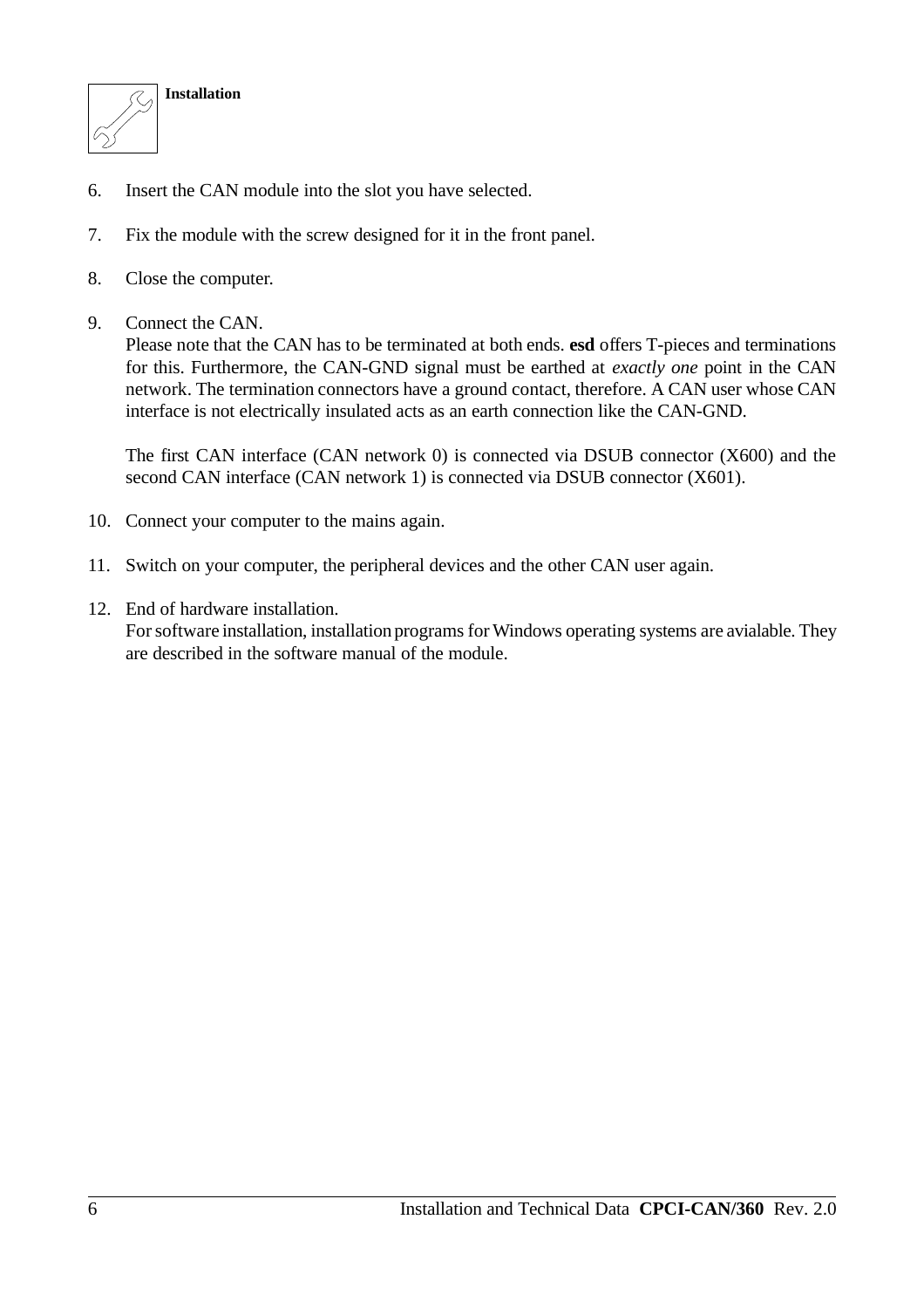**Installation**

6. Insert the CAN module into the slot you have selected.

7. Fix the module with the screw designed for it in the front panel.

8. Close the computer.

9. Connect the CAN.
   Please note that the CAN has to be terminated at both ends. **esd** offers T-pieces and terminations for this. Furthermore, the CAN-GND signal must be earthed at *exactly one* point in the CAN network. The termination connectors have a ground contact, therefore. A CAN user whose CAN interface is not electrically insulated acts as an earth connection like the CAN-GND.

   The first CAN interface (CAN network 0) is connected via DSUB connector (X600) and the second CAN interface (CAN network 1) is connected via DSUB connector (X601).

10. Connect your computer to the mains again.

11. Switch on your computer, the peripheral devices and the other CAN user again.

12. End of hardware installation.
    For software installation, installation programs for Windows operating systems are avialable. They are described in the software manual of the module.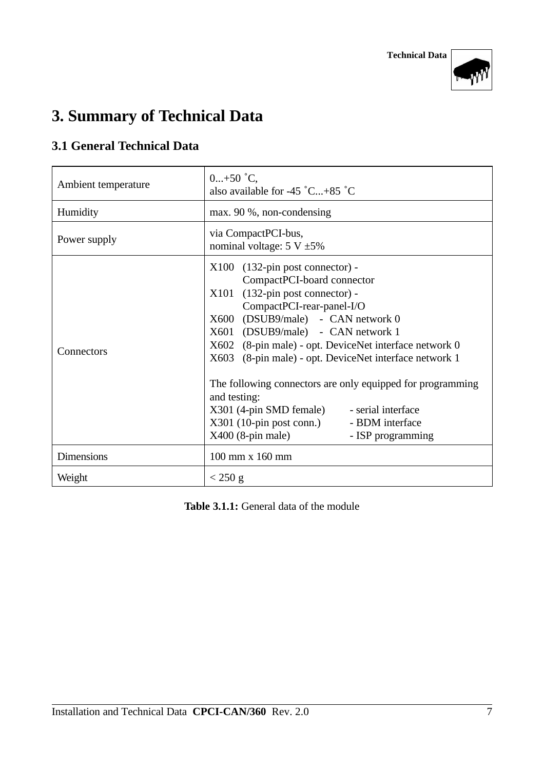# 3. Summary of Technical Data

## 3.1 General Technical Data

| | |
|---|---|
| Ambient temperature | 0...+50 °C,<br>also available for -45 °C...+85 °C |
| Humidity | max. 90 %, non-condensing |
| Power supply | via CompactPCI-bus,<br>nominal voltage: 5 V ±5% |
| Connectors | X100 (132-pin post connector) - CompactPCI-board connector<br>X101 (132-pin post connector) - CompactPCI-rear-panel-I/O<br>X600 (DSUB9/male) - CAN network 0<br>X601 (DSUB9/male) - CAN network 1<br>X602 (8-pin male) - opt. DeviceNet interface network 0<br>X603 (8-pin male) - opt. DeviceNet interface network 1<br><br>The following connectors are only equipped for programming and testing:<br>X301 (4-pin SMD female) - serial interface<br>X301 (10-pin post conn.) - BDM interface<br>X400 (8-pin male) - ISP programming |
| Dimensions | 100 mm x 160 mm |
| Weight | < 250 g |

**Table 3.1.1:** General data of the module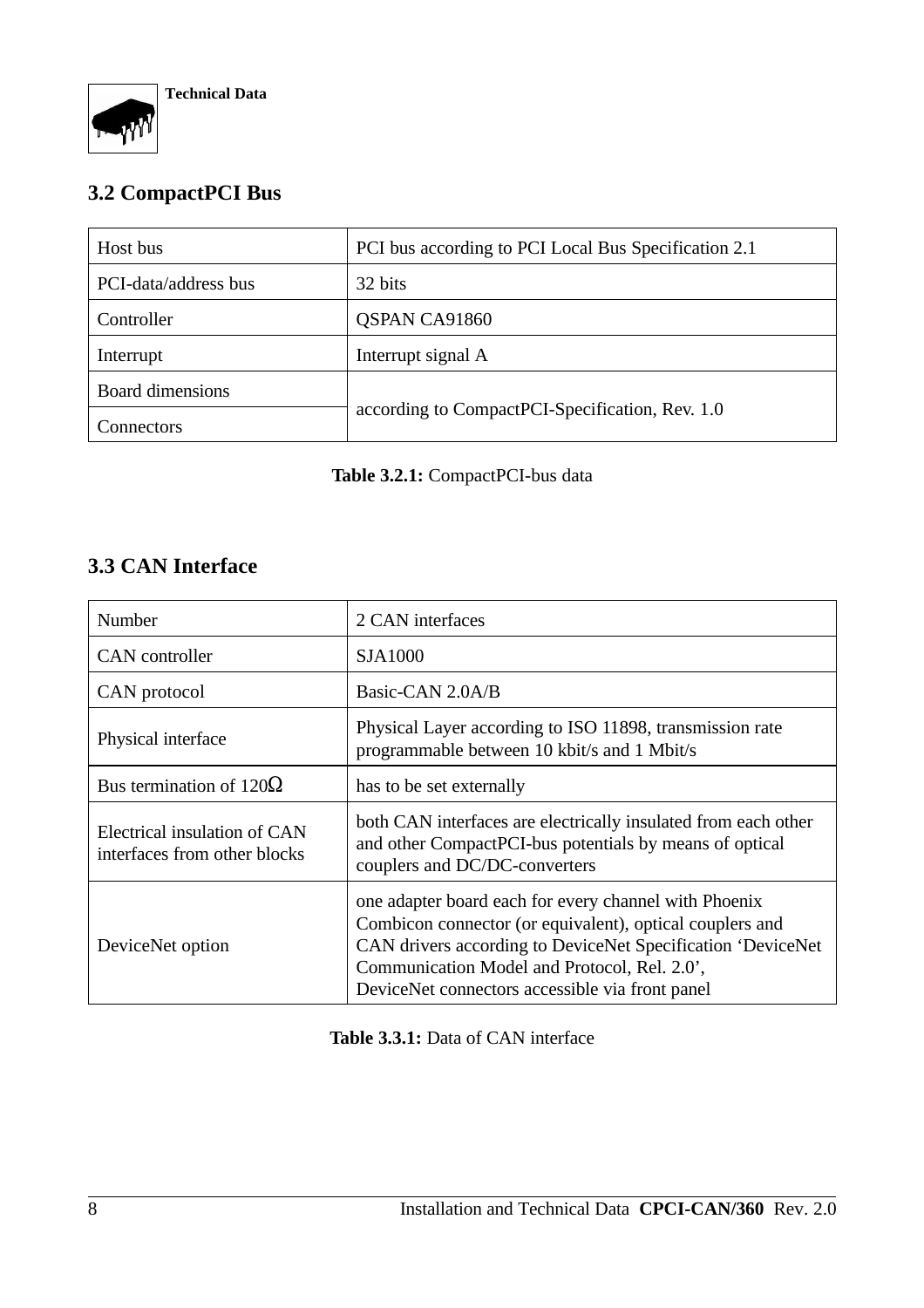## 3.2 CompactPCI Bus

| | |
|---|---|
| Host bus | PCI bus according to PCI Local Bus Specification 2.1 |
| PCI-data/address bus | 32 bits |
| Controller | QSPAN CA91860 |
| Interrupt | Interrupt signal A |
| Board dimensions | according to CompactPCI-Specification, Rev. 1.0 |
| Connectors | |

**Table 3.2.1:** CompactPCI-bus data

## 3.3 CAN Interface

| | |
|---|---|
| Number | 2 CAN interfaces |
| CAN controller | SJA1000 |
| CAN protocol | Basic-CAN 2.0A/B |
| Physical interface | Physical Layer according to ISO 11898, transmission rate programmable between 10 kbit/s and 1 Mbit/s |
| Bus termination of 120Ω | has to be set externally |
| Electrical insulation of CAN interfaces from other blocks | both CAN interfaces are electrically insulated from each other and other CompactPCI-bus potentials by means of optical couplers and DC/DC-converters |
| DeviceNet option | one adapter board each for every channel with Phoenix Combicon connector (or equivalent), optical couplers and CAN drivers according to DeviceNet Specification 'DeviceNet Communication Model and Protocol, Rel. 2.0', DeviceNet connectors accessible via front panel |

**Table 3.3.1:** Data of CAN interface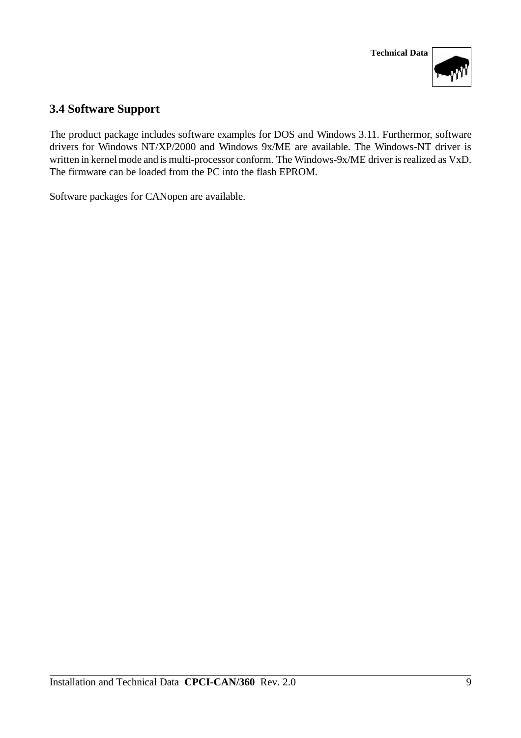## 3.4 Software Support

The product package includes software examples for DOS and Windows 3.11. Furthermor, software drivers for Windows NT/XP/2000 and Windows 9x/ME are available. The Windows-NT driver is written in kernel mode and is multi-processor conform. The Windows-9x/ME driver is realized as VxD. The firmware can be loaded from the PC into the flash EPROM.

Software packages for CANopen are available.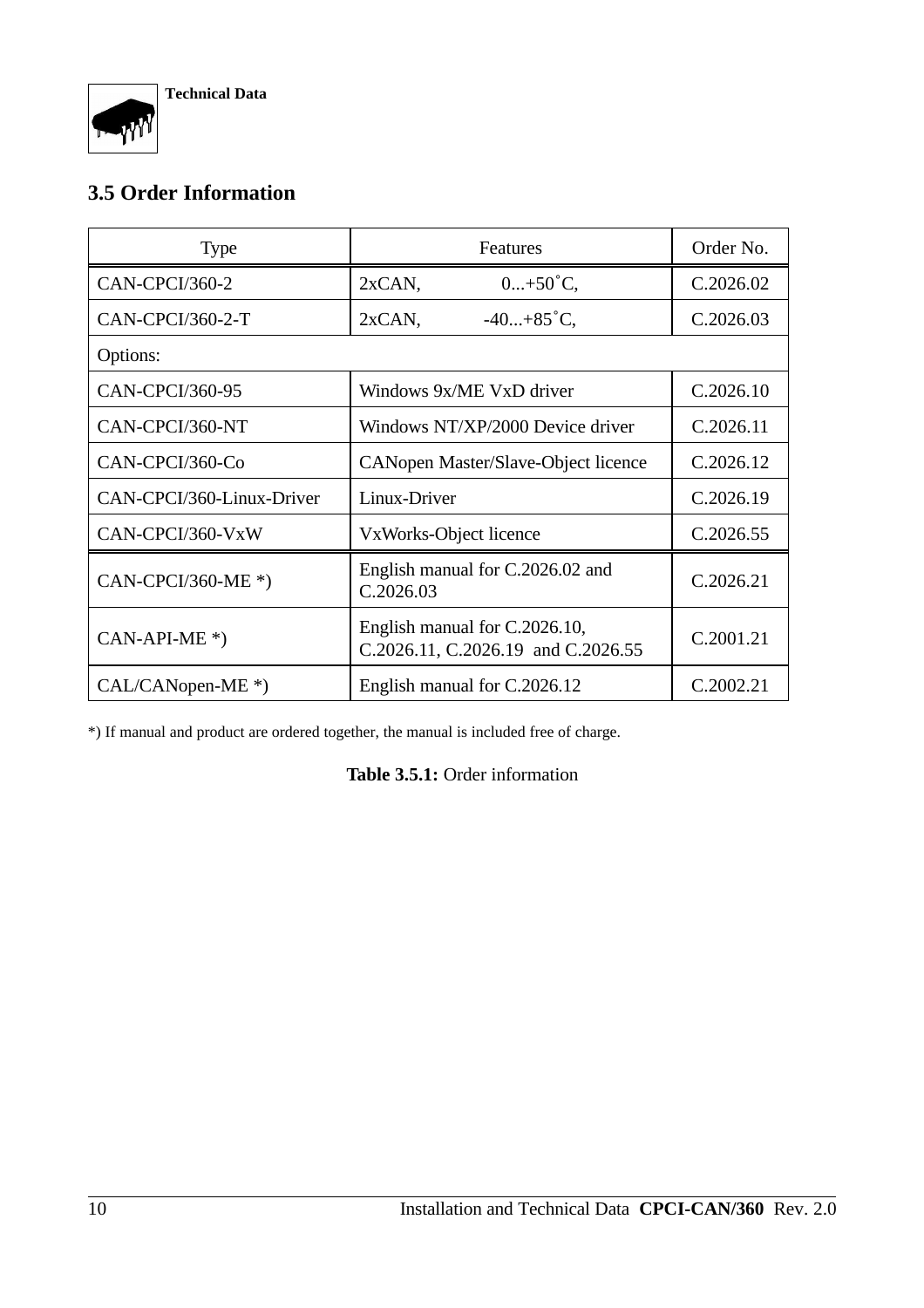## 3.5 Order Information

| Type | Features | Order No. |
|---|---|---|
| CAN-CPCI/360-2 | 2xCAN, 0...+50˚C, | C.2026.02 |
| CAN-CPCI/360-2-T | 2xCAN, -40...+85˚C, | C.2026.03 |
| Options: | | |
| CAN-CPCI/360-95 | Windows 9x/ME VxD driver | C.2026.10 |
| CAN-CPCI/360-NT | Windows NT/XP/2000 Device driver | C.2026.11 |
| CAN-CPCI/360-Co | CANopen Master/Slave-Object licence | C.2026.12 |
| CAN-CPCI/360-Linux-Driver | Linux-Driver | C.2026.19 |
| CAN-CPCI/360-VxW | VxWorks-Object licence | C.2026.55 |
| CAN-CPCI/360-ME *) | English manual for C.2026.02 and C.2026.03 | C.2026.21 |
| CAN-API-ME *) | English manual for C.2026.10, C.2026.11, C.2026.19 and C.2026.55 | C.2001.21 |
| CAL/CANopen-ME *) | English manual for C.2026.12 | C.2002.21 |

*) If manual and product are ordered together, the manual is included free of charge.

**Table 3.5.1:** Order information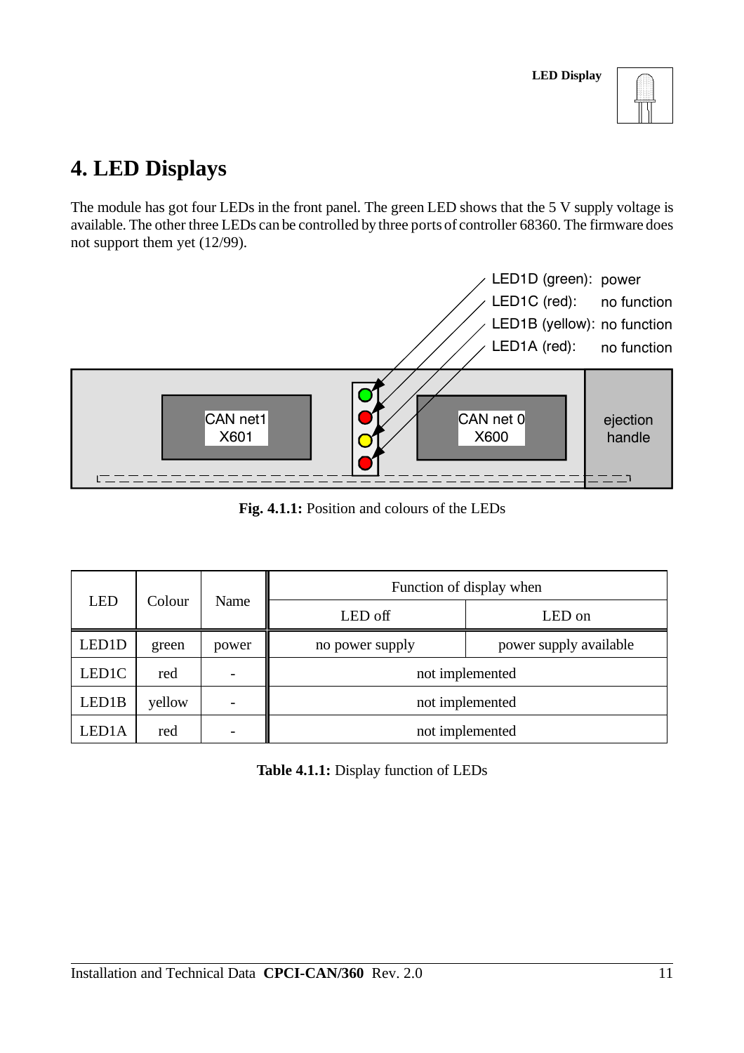# 4. LED Displays

The module has got four LEDs in the front panel. The green LED shows that the 5 V supply voltage is available. The other three LEDs can be controlled by three ports of controller 68360. The firmware does not support them yet (12/99).

LED1D (green): power
LED1C (red): no function
LED1B (yellow): no function
LED1A (red): no function

CAN net1
X601

CAN net 0
X600

ejection
handle

**Fig. 4.1.1:** Position and colours of the LEDs

| LED | Colour | Name | Function of display when | |
|---|---|---|---|---|
| | | | LED off | LED on |
| LED1D | green | power | no power supply | power supply available |
| LED1C | red | - | not implemented | |
| LED1B | yellow | - | not implemented | |
| LED1A | red | - | not implemented | |

**Table 4.1.1:** Display function of LEDs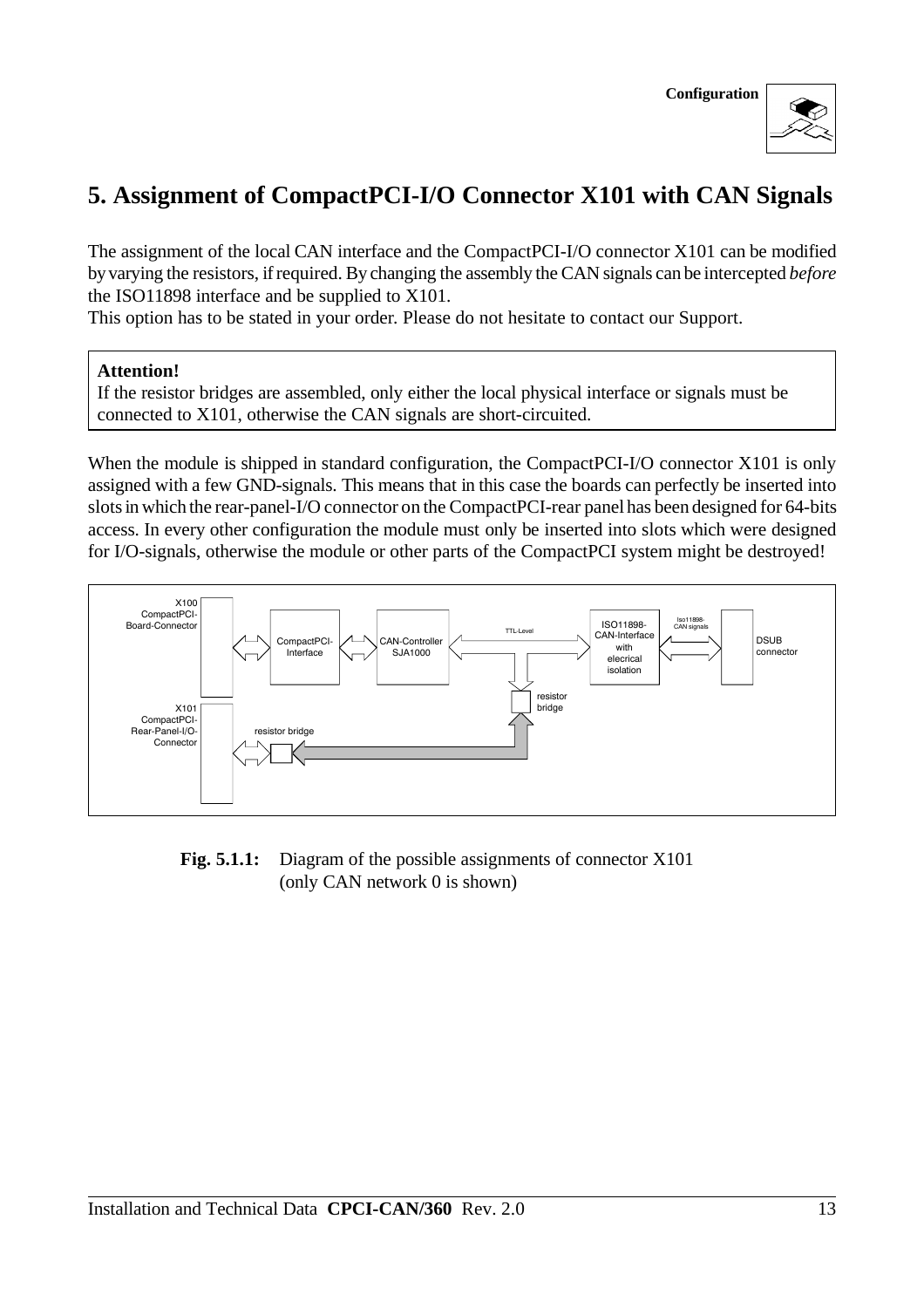# 5. Assignment of CompactPCI-I/O Connector X101 with CAN Signals

The assignment of the local CAN interface and the CompactPCI-I/O connector X101 can be modified by varying the resistors, if required. By changing the assembly the CAN signals can be intercepted *before* the ISO11898 interface and be supplied to X101.
This option has to be stated in your order. Please do not hesitate to contact our Support.

**Attention!**
If the resistor bridges are assembled, only either the local physical interface or signals must be connected to X101, otherwise the CAN signals are short-circuited.

When the module is shipped in standard configuration, the CompactPCI-I/O connector X101 is only assigned with a few GND-signals. This means that in this case the boards can perfectly be inserted into slots in which the rear-panel-I/O connector on the CompactPCI-rear panel has been designed for 64-bits access. In every other configuration the module must only be inserted into slots which were designed for I/O-signals, otherwise the module or other parts of the CompactPCI system might be destroyed!

X100
CompactPCI-
Board-Connector

CompactPCI-
Interface

CAN-Controller
SJA1000

TTL-Level

ISO11898-
CAN-Interface
with
elecrical
isolation

Iso11898-
CAN signals

DSUB
connector

resistor
bridge

X101
CompactPCI-
Rear-Panel-I/O-
Connector

resistor bridge

**Fig. 5.1.1:** Diagram of the possible assignments of connector X101 (only CAN network 0 is shown)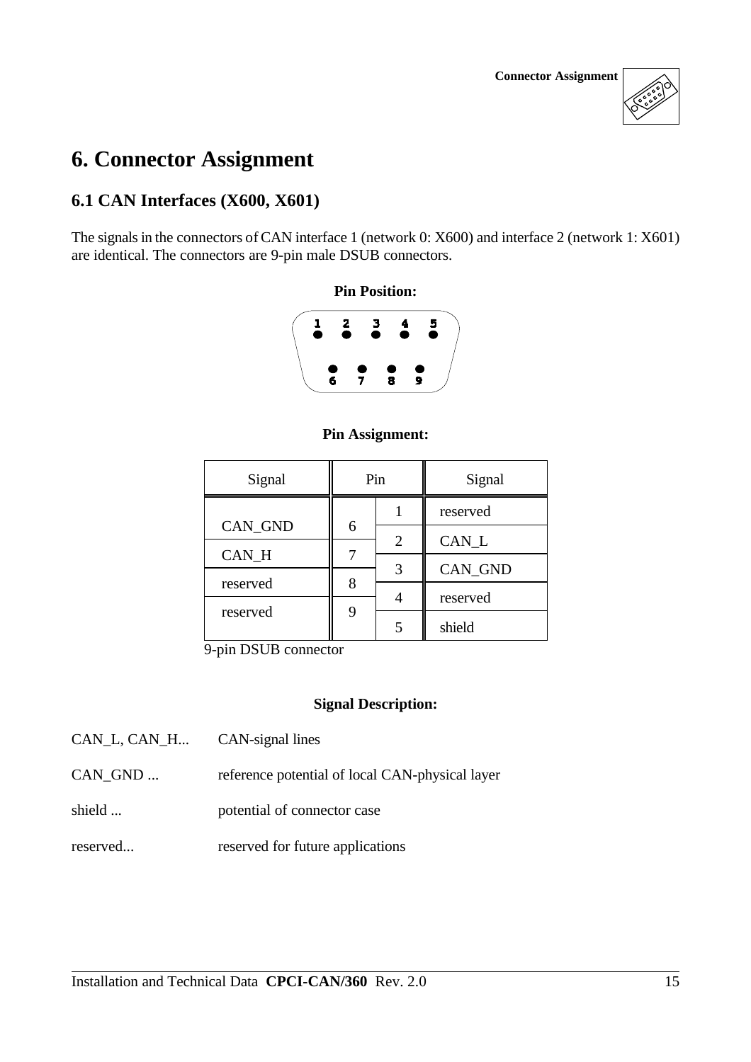# 6. Connector Assignment

## 6.1 CAN Interfaces (X600, X601)

The signals in the connectors of CAN interface 1 (network 0: X600) and interface 2 (network 1: X601) are identical. The connectors are 9-pin male DSUB connectors.

**Pin Position:**

1 2 3 4 5

6 7 8 9

**Pin Assignment:**

| Signal | Pin | Pin | Signal |
|---|---|---|---|
| | | 1 | reserved |
| CAN_GND | 6 | 2 | CAN_L |
| CAN_H | 7 | 3 | CAN_GND |
| reserved | 8 | 4 | reserved |
| reserved | 9 | 5 | shield |

9-pin DSUB connector

**Signal Description:**

CAN_L, CAN_H... CAN-signal lines

CAN_GND ... reference potential of local CAN-physical layer

shield ... potential of connector case

reserved... reserved for future applications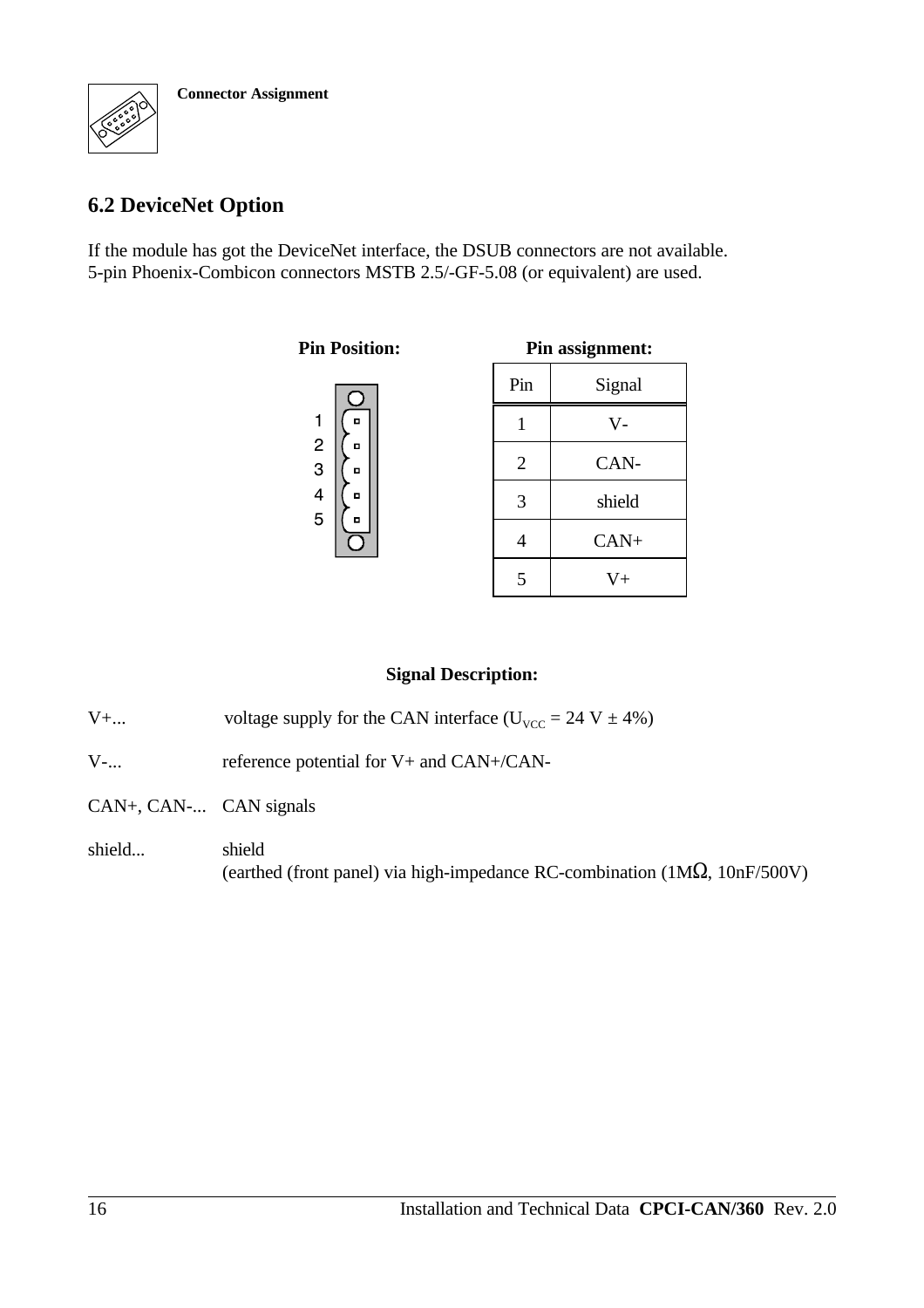## 6.2 DeviceNet Option

If the module has got the DeviceNet interface, the DSUB connectors are not available.
5-pin Phoenix-Combicon connectors MSTB 2.5/-GF-5.08 (or equivalent) are used.

**Pin Position:**

1
2
3
4
5

**Pin assignment:**

| Pin | Signal |
|---|---|
| 1 | V- |
| 2 | CAN- |
| 3 | shield |
| 4 | CAN+ |
| 5 | V+ |

**Signal Description:**

V+... voltage supply for the CAN interface ($U_{VCC}$ = 24 V ± 4%)

V-... reference potential for V+ and CAN+/CAN-

CAN+, CAN-... CAN signals

shield... shield
(earthed (front panel) via high-impedance RC-combination (1MΩ, 10nF/500V)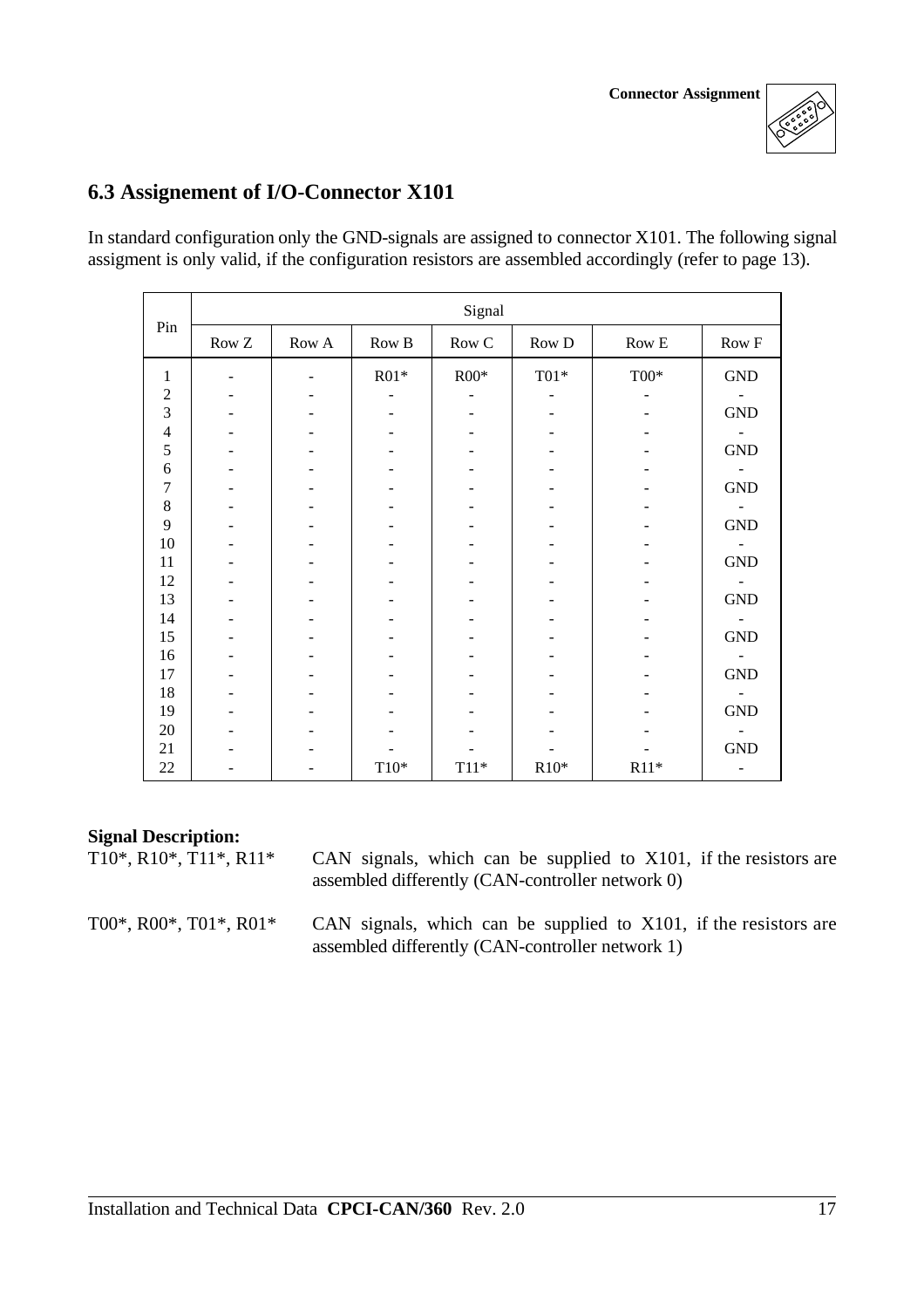## 6.3 Assignement of I/O-Connector X101

In standard configuration only the GND-signals are assigned to connector X101. The following signal assigment is only valid, if the configuration resistors are assembled accordingly (refer to page 13).

| Pin | Signal | | | | | | |
|---|---|---|---|---|---|---|---|
| | Row Z | Row A | Row B | Row C | Row D | Row E | Row F |
| 1 | - | - | R01* | R00* | T01* | T00* | GND |
| 2 | - | - | - | - | - | - | - |
| 3 | - | - | - | - | - | - | GND |
| 4 | - | - | - | - | - | - | - |
| 5 | - | - | - | - | - | - | GND |
| 6 | - | - | - | - | - | - | - |
| 7 | - | - | - | - | - | - | GND |
| 8 | - | - | - | - | - | - | - |
| 9 | - | - | - | - | - | - | GND |
| 10 | - | - | - | - | - | - | - |
| 11 | - | - | - | - | - | - | GND |
| 12 | - | - | - | - | - | - | - |
| 13 | - | - | - | - | - | - | GND |
| 14 | - | - | - | - | - | - | - |
| 15 | - | - | - | - | - | - | GND |
| 16 | - | - | - | - | - | - | - |
| 17 | - | - | - | - | - | - | GND |
| 18 | - | - | - | - | - | - | - |
| 19 | - | - | - | - | - | - | GND |
| 20 | - | - | - | - | - | - | - |
| 21 | - | - | - | - | - | - | GND |
| 22 | - | - | T10* | T11* | R10* | R11* | - |

**Signal Description:**

T10*, R10*, T11*, R11* — CAN signals, which can be supplied to X101, if the resistors are assembled differently (CAN-controller network 0)

T00*, R00*, T01*, R01* — CAN signals, which can be supplied to X101, if the resistors are assembled differently (CAN-controller network 1)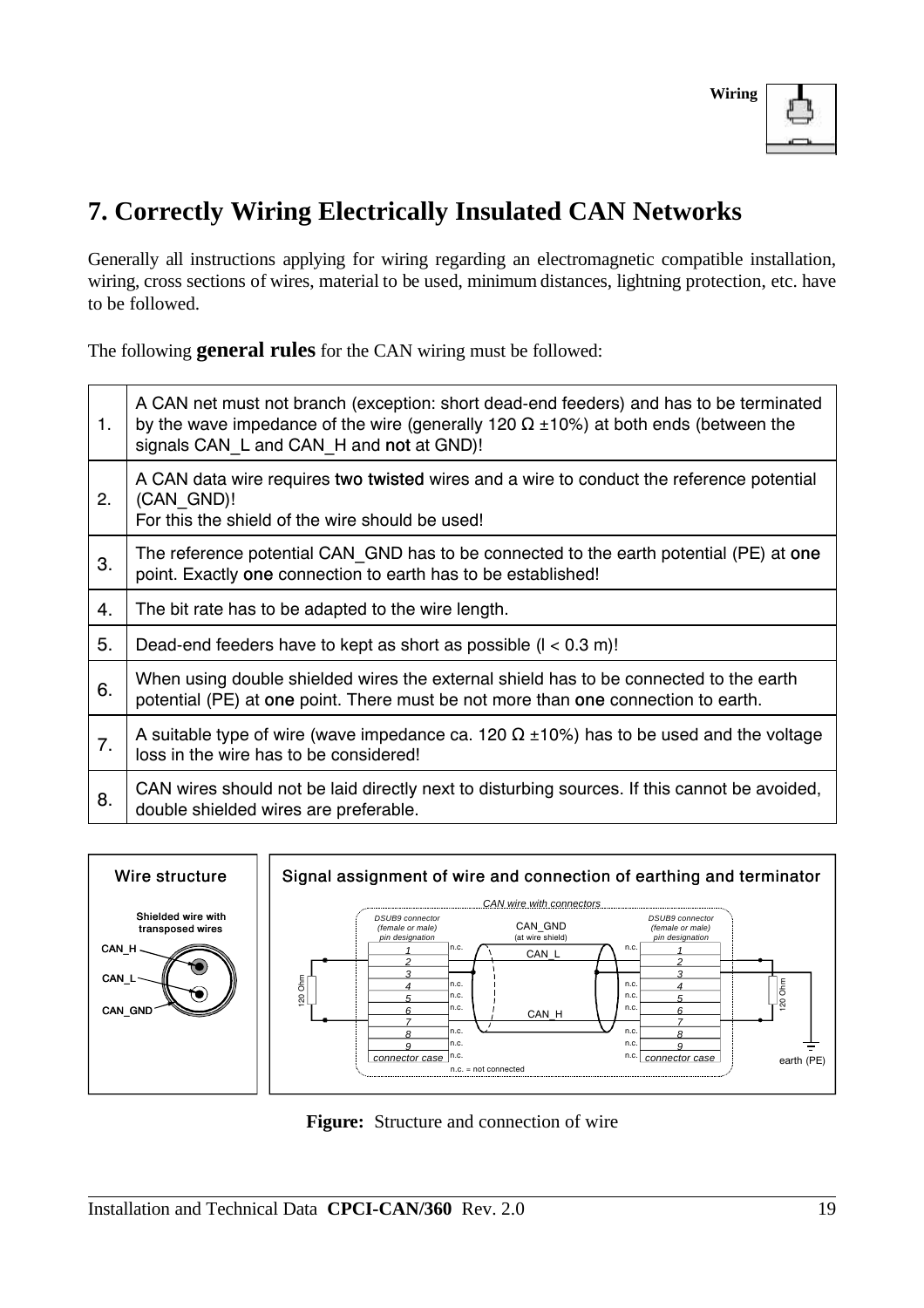# 7. Correctly Wiring Electrically Insulated CAN Networks

Generally all instructions applying for wiring regarding an electromagnetic compatible installation, wiring, cross sections of wires, material to be used, minimum distances, lightning protection, etc. have to be followed.

The following **general rules** for the CAN wiring must be followed:

| | |
|---|---|
| 1. | A CAN net must not branch (exception: short dead-end feeders) and has to be terminated by the wave impedance of the wire (generally 120 Ω ±10%) at both ends (between the signals CAN_L and CAN_H and **not** at GND)! |
| 2. | A CAN data wire requires **two twisted** wires and a wire to conduct the reference potential (CAN_GND)!<br>For this the shield of the wire should be used! |
| 3. | The reference potential CAN_GND has to be connected to the earth potential (PE) at **one** point. Exactly **one** connection to earth has to be established! |
| 4. | The bit rate has to be adapted to the wire length. |
| 5. | Dead-end feeders have to kept as short as possible (l < 0.3 m)! |
| 6. | When using double shielded wires the external shield has to be connected to the earth potential (PE) at **one** point. There must be not more than **one** connection to earth. |
| 7. | A suitable type of wire (wave impedance ca. 120 Ω ±10%) has to be used and the voltage loss in the wire has to be considered! |
| 8. | CAN wires should not be laid directly next to disturbing sources. If this cannot be avoided, double shielded wires are preferable. |

Wire structure

Shielded wire with transposed wires

CAN_H

CAN_L

CAN_GND

Signal assignment of wire and connection of earthing and terminator

CAN wire with connectors

DSUB9 connector (female or male) pin designation

CAN_GND (at wire shield)

CAN_L

CAN_H

120 Ohm

n.c. = not connected

connector case

earth (PE)

**Figure:** Structure and connection of wire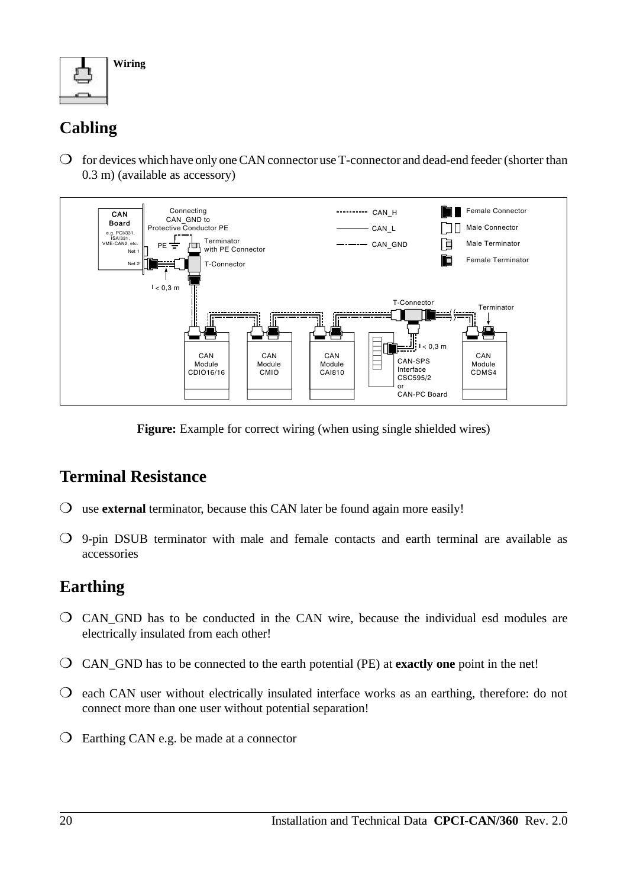**Wiring**

## Cabling

- for devices which have only one CAN connector use T-connector and dead-end feeder (shorter than 0.3 m) (available as accessory)

CAN Board
e.g. PCI/331, ISA/331, VME-CAN2, etc.
Net 1
Net 2
Connecting CAN_GND to Protective Conductor PE
PE
Terminator with PE Connector
T-Connector
l < 0,3 m
CAN_H
CAN_L
CAN_GND
Female Connector
Male Connector
Male Terminator
Female Terminator
T-Connector
Terminator
l < 0,3 m
CAN Module CDIO16/16
CAN Module CMIO
CAN Module CAI810
CAN-SPS Interface CSC595/2 or CAN-PC Board
CAN Module CDMS4

**Figure:** Example for correct wiring (when using single shielded wires)

## Terminal Resistance

- use **external** terminator, because this CAN later be found again more easily!
- 9-pin DSUB terminator with male and female contacts and earth terminal are available as accessories

## Earthing

- CAN_GND has to be conducted in the CAN wire, because the individual esd modules are electrically insulated from each other!
- CAN_GND has to be connected to the earth potential (PE) at **exactly one** point in the net!
- each CAN user without electrically insulated interface works as an earthing, therefore: do not connect more than one user without potential separation!
- Earthing CAN e.g. be made at a connector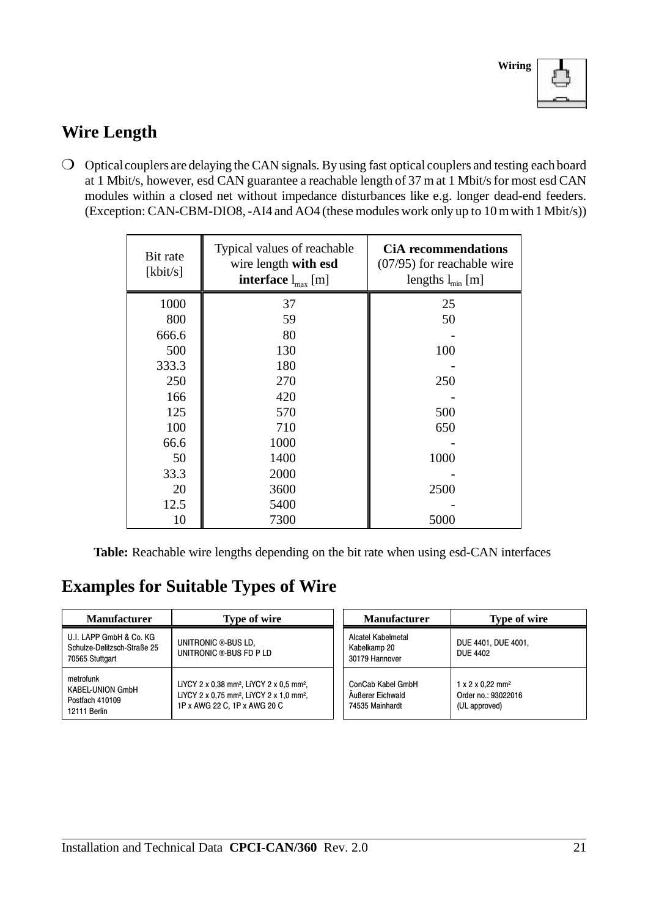## Wire Length

- Optical couplers are delaying the CAN signals. By using fast optical couplers and testing each board at 1 Mbit/s, however, esd CAN guarantee a reachable length of 37 m at 1 Mbit/s for most esd CAN modules within a closed net without impedance disturbances like e.g. longer dead-end feeders. (Exception: CAN-CBM-DIO8, -AI4 and AO4 (these modules work only up to 10 m with 1 Mbit/s))

| Bit rate [kbit/s] | Typical values of reachable wire length **with esd interface** $l_{max}$ [m] | **CiA recommendations** (07/95) for reachable wire lengths $l_{min}$ [m] |
|---|---|---|
| 1000 | 37 | 25 |
| 800 | 59 | 50 |
| 666.6 | 80 | - |
| 500 | 130 | 100 |
| 333.3 | 180 | - |
| 250 | 270 | 250 |
| 166 | 420 | - |
| 125 | 570 | 500 |
| 100 | 710 | 650 |
| 66.6 | 1000 | - |
| 50 | 1400 | 1000 |
| 33.3 | 2000 | - |
| 20 | 3600 | 2500 |
| 12.5 | 5400 | - |
| 10 | 7300 | 5000 |

**Table:** Reachable wire lengths depending on the bit rate when using esd-CAN interfaces

## Examples for Suitable Types of Wire

| Manufacturer | Type of wire |
|---|---|
| U.I. LAPP GmbH & Co. KG Schulze-Delitzsch-Straße 25 70565 Stuttgart | UNITRONIC ®-BUS LD, UNITRONIC ®-BUS FD P LD |
| metrofunk KABEL-UNION GmbH Postfach 410109 12111 Berlin | LiYCY 2 x 0,38 mm², LiYCY 2 x 0,5 mm², LiYCY 2 x 0,75 mm², LiYCY 2 x 1,0 mm², 1P x AWG 22 C, 1P x AWG 20 C |

| Manufacturer | Type of wire |
|---|---|
| Alcatel Kabelmetal Kabelkamp 20 30179 Hannover | DUE 4401, DUE 4001, DUE 4402 |
| ConCab Kabel GmbH Äußerer Eichwald 74535 Mainhardt | 1 x 2 x 0,22 mm² Order no.: 93022016 (UL approved) |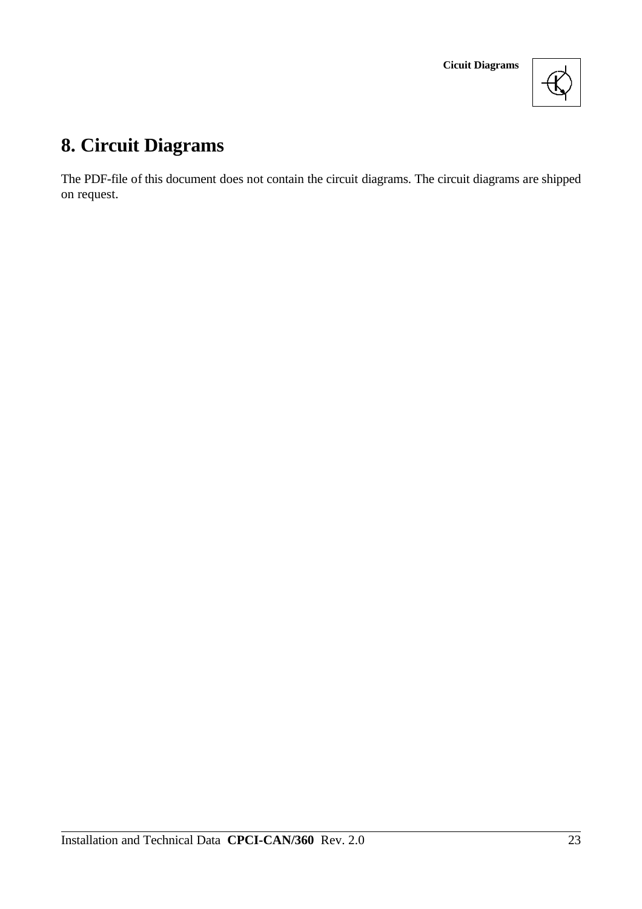# 8. Circuit Diagrams

The PDF-file of this document does not contain the circuit diagrams. The circuit diagrams are shipped on request.